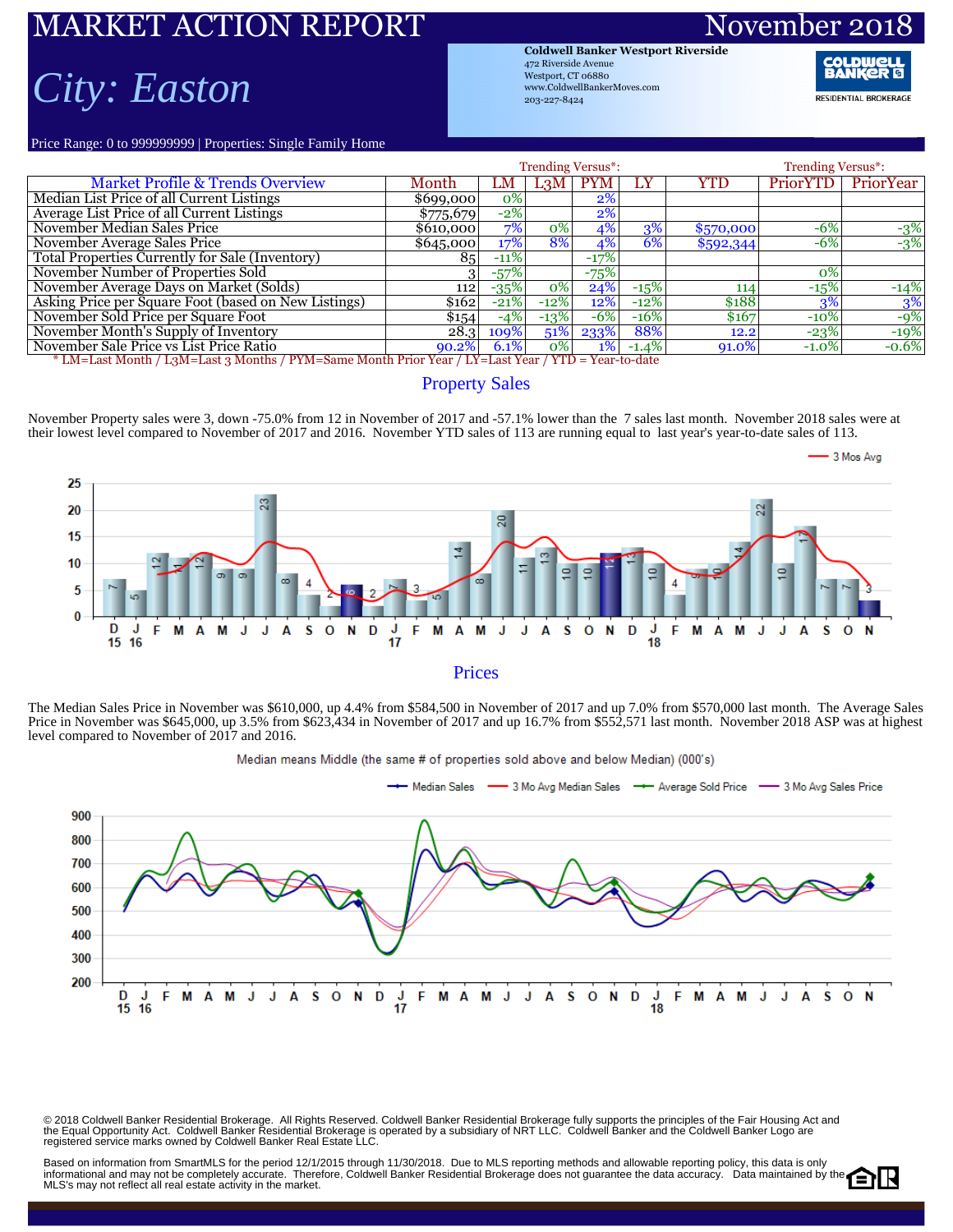# MARKET ACTION REPORT

# November 2018

# *City: Easton*

**Coldwell Banker Westport Riverside**
472 Riverside Avenue
Westport, CT 06880
www.ColdwellBankerMoves.com
203-227-8424

Price Range: 0 to 999999999 | Properties: Single Family Home

| Market Profile & Trends Overview | Month | LM | L3M | PYM | LY | YTD | PriorYTD | PriorYear |
|---|---|---|---|---|---|---|---|---|
| | | Trending Versus*: | | | | | Trending Versus*: | |
| Median List Price of all Current Listings | $699,000 | 0% | | 2% | | | | |
| Average List Price of all Current Listings | $775,679 | -2% | | 2% | | | | |
| November Median Sales Price | $610,000 | 7% | 0% | 4% | 3% | $570,000 | -6% | -3% |
| November Average Sales Price | $645,000 | 17% | 8% | 4% | 6% | $592,344 | -6% | -3% |
| Total Properties Currently for Sale (Inventory) | 85 | -11% | | -17% | | | | |
| November Number of Properties Sold | 3 | -57% | | -75% | | | 0% | |
| November Average Days on Market (Solds) | 112 | -35% | 0% | 24% | -15% | 114 | -15% | -14% |
| Asking Price per Square Foot (based on New Listings) | $162 | -21% | -12% | 12% | -12% | $188 | 3% | 3% |
| November Sold Price per Square Foot | $154 | -4% | -13% | -6% | -16% | $167 | -10% | -9% |
| November Month's Supply of Inventory | 28.3 | 109% | 51% | 233% | 88% | 12.2 | -23% | -19% |
| November Sale Price vs List Price Ratio | 90.2% | 6.1% | 0% | 1% | -1.4% | 91.0% | -1.0% | -0.6% |

\* LM=Last Month / L3M=Last 3 Months / PYM=Same Month Prior Year / LY=Last Year / YTD = Year-to-date

## Property Sales

November Property sales were 3, down -75.0% from 12 in November of 2017 and -57.1% lower than the 7 sales last month. November 2018 sales were at their lowest level compared to November of 2017 and 2016. November YTD sales of 113 are running equal to last year's year-to-date sales of 113.

## Prices

The Median Sales Price in November was $610,000, up 4.4% from $584,500 in November of 2017 and up 7.0% from $570,000 last month. The Average Sales Price in November was $645,000, up 3.5% from $623,434 in November of 2017 and up 16.7% from $552,571 last month. November 2018 ASP was at highest level compared to November of 2017 and 2016.

Median means Middle (the same # of properties sold above and below Median) (000's)

© 2018 Coldwell Banker Residential Brokerage. All Rights Reserved. Coldwell Banker Residential Brokerage fully supports the principles of the Fair Housing Act and the Equal Opportunity Act. Coldwell Banker Residential Brokerage is operated by a subsidiary of NRT LLC. Coldwell Banker and the Coldwell Banker Logo are registered service marks owned by Coldwell Banker Real Estate LLC.

Based on information from SmartMLS for the period 12/1/2015 through 11/30/2018. Due to MLS reporting methods and allowable reporting policy, this data is only informational and may not be completely accurate. Therefore, Coldwell Banker Residential Brokerage does not guarantee the data accuracy. Data maintained by the MLS's may not reflect all real estate activity in the market.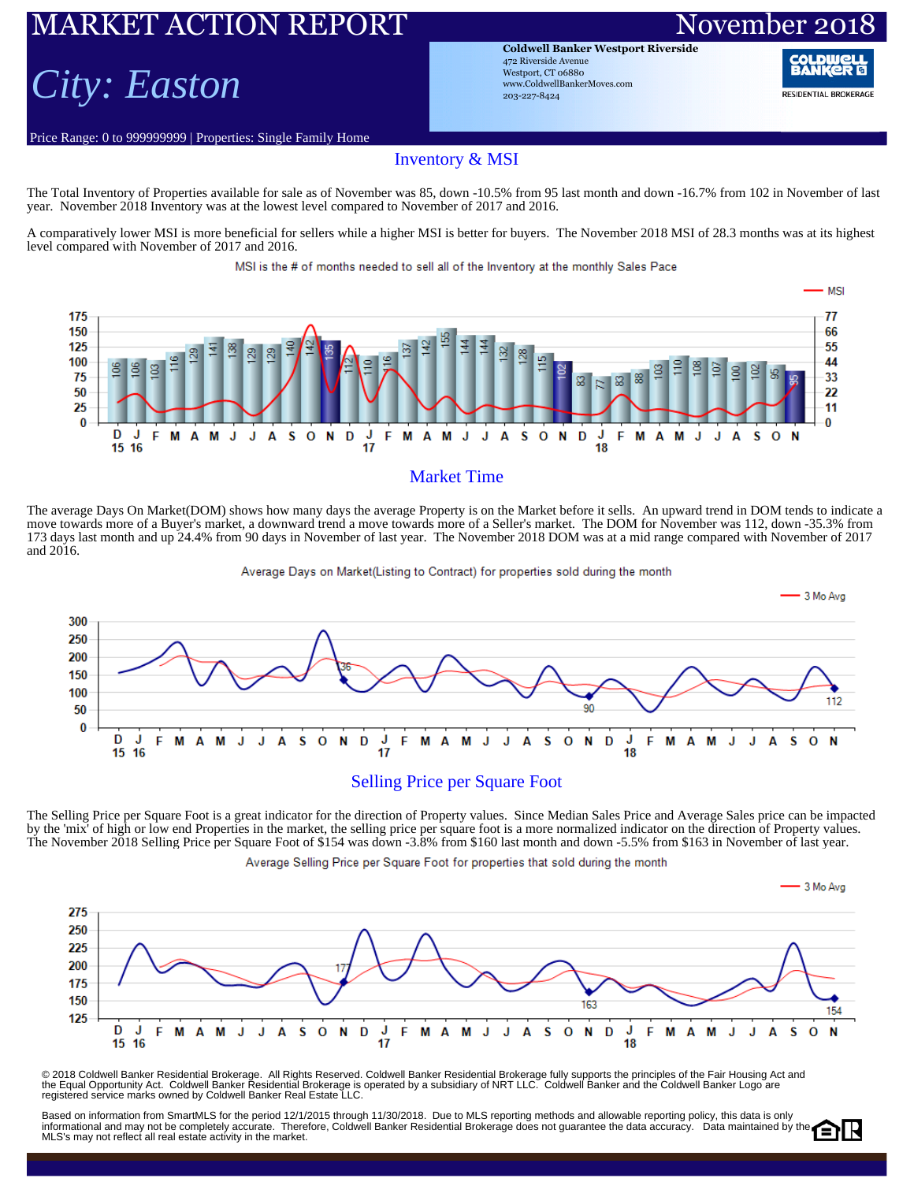# MARKET ACTION REPORT

November 2018

## *City: Easton*

**Coldwell Banker Westport Riverside**
472 Riverside Avenue
Westport, CT 06880
www.ColdwellBankerMoves.com
203-227-8424

Price Range: 0 to 999999999 | Properties: Single Family Home

## Inventory & MSI

The Total Inventory of Properties available for sale as of November was 85, down -10.5% from 95 last month and down -16.7% from 102 in November of last year. November 2018 Inventory was at the lowest level compared to November of 2017 and 2016.

A comparatively lower MSI is more beneficial for sellers while a higher MSI is better for buyers. The November 2018 MSI of 28.3 months was at its highest level compared with November of 2017 and 2016.

MSI is the # of months needed to sell all of the Inventory at the monthly Sales Pace

| Month | D 15 | J 16 | F | M | A | M | J | J | A | S | O | N | D | J 17 | F | M | A | M | J | J | A | S | O | N | D | J 18 | F | M | A | M | J | J | A | S | O | N |
|---|---|---|---|---|---|---|---|---|---|---|---|---|---|---|---|---|---|---|---|---|---|---|---|---|---|---|---|---|---|---|---|---|---|---|---|---|
| Inventory | 106 | 106 | 103 | 116 | 129 | 141 | 138 | 129 | 129 | 140 | 142 | 135 | 112 | 110 | 116 | 137 | 142 | 155 | 144 | 144 | 132 | 128 | 115 | 102 | 83 | 77 | 83 | 88 | 103 | 110 | 108 | 107 | 100 | 102 | 95 | 85 |

## Market Time

The average Days On Market(DOM) shows how many days the average Property is on the Market before it sells. An upward trend in DOM tends to indicate a move towards more of a Buyer's market, a downward trend a move towards more of a Seller's market. The DOM for November was 112, down -35.3% from 173 days last month and up 24.4% from 90 days in November of last year. The November 2018 DOM was at a mid range compared with November of 2017 and 2016.

Average Days on Market(Listing to Contract) for properties sold during the month

| Month | N 16 | N 17 | N 18 |
|---|---|---|---|
| DOM | 136 | 90 | 112 |

## Selling Price per Square Foot

The Selling Price per Square Foot is a great indicator for the direction of Property values. Since Median Sales Price and Average Sales price can be impacted by the 'mix' of high or low end Properties in the market, the selling price per square foot is a more normalized indicator on the direction of Property values. The November 2018 Selling Price per Square Foot of $154 was down -3.8% from $160 last month and down -5.5% from $163 in November of last year.

Average Selling Price per Square Foot for properties that sold during the month

| Month | N 16 | N 17 | N 18 |
|---|---|---|---|
| Price/SqFt | 177 | 163 | 154 |

© 2018 Coldwell Banker Residential Brokerage. All Rights Reserved. Coldwell Banker Residential Brokerage fully supports the principles of the Fair Housing Act and the Equal Opportunity Act. Coldwell Banker Residential Brokerage is operated by a subsidiary of NRT LLC. Coldwell Banker and the Coldwell Banker Logo are registered service marks owned by Coldwell Banker Real Estate LLC.

Based on information from SmartMLS for the period 12/1/2015 through 11/30/2018. Due to MLS reporting methods and allowable reporting policy, this data is only informational and may not be completely accurate. Therefore, Coldwell Banker Residential Brokerage does not guarantee the data accuracy. Data maintained by the MLS's may not reflect all real estate activity in the market.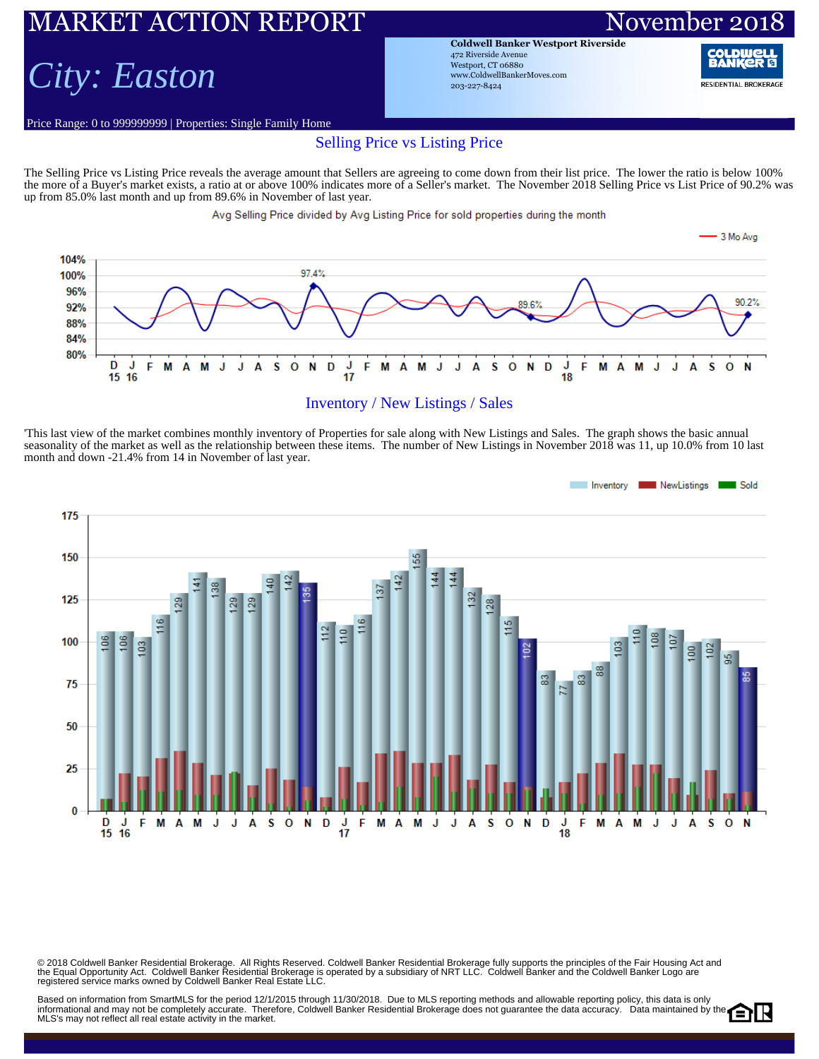# MARKET ACTION REPORT

November 2018

## *City: Easton*

**Coldwell Banker Westport Riverside**
472 Riverside Avenue
Westport, CT 06880
www.ColdwellBankerMoves.com
203-227-8424

COLDWELL BANKER RESIDENTIAL BROKERAGE

Price Range: 0 to 999999999 | Properties: Single Family Home

## Selling Price vs Listing Price

The Selling Price vs Listing Price reveals the average amount that Sellers are agreeing to come down from their list price. The lower the ratio is below 100% the more of a Buyer's market exists, a ratio at or above 100% indicates more of a Seller's market. The November 2018 Selling Price vs List Price of 90.2% was up from 85.0% last month and up from 89.6% in November of last year.

Avg Selling Price divided by Avg Listing Price for sold properties during the month

## Inventory / New Listings / Sales

'This last view of the market combines monthly inventory of Properties for sale along with New Listings and Sales. The graph shows the basic annual seasonality of the market as well as the relationship between these items. The number of New Listings in November 2018 was 11, up 10.0% from 10 last month and down -21.4% from 14 in November of last year.

| Month | D 15 | J 16 | F | M | A | M | J | J | A | S | O | N | D | J 17 | F | M | A | M | J | J | A | S | O | N | D | J 18 | F | M | A | M | J | J | A | S | O | N |
|---|---|---|---|---|---|---|---|---|---|---|---|---|---|---|---|---|---|---|---|---|---|---|---|---|---|---|---|---|---|---|---|---|---|---|---|---|
| Inventory | 106 | 106 | 103 | 116 | 129 | 141 | 138 | 129 | 129 | 140 | 142 | 135 | 112 | 110 | 116 | 137 | 142 | 155 | 144 | 144 | 132 | 128 | 115 | 102 | 83 | 77 | 83 | 88 | 103 | 110 | 108 | 107 | 100 | 102 | 95 | 85 |

© 2018 Coldwell Banker Residential Brokerage. All Rights Reserved. Coldwell Banker Residential Brokerage fully supports the principles of the Fair Housing Act and the Equal Opportunity Act. Coldwell Banker Residential Brokerage is operated by a subsidiary of NRT LLC. Coldwell Banker and the Coldwell Banker Logo are registered service marks owned by Coldwell Banker Real Estate LLC.

Based on information from SmartMLS for the period 12/1/2015 through 11/30/2018. Due to MLS reporting methods and allowable reporting policy, this data is only informational and may not be completely accurate. Therefore, Coldwell Banker Residential Brokerage does not guarantee the data accuracy. Data maintained by the MLS's may not reflect all real estate activity in the market.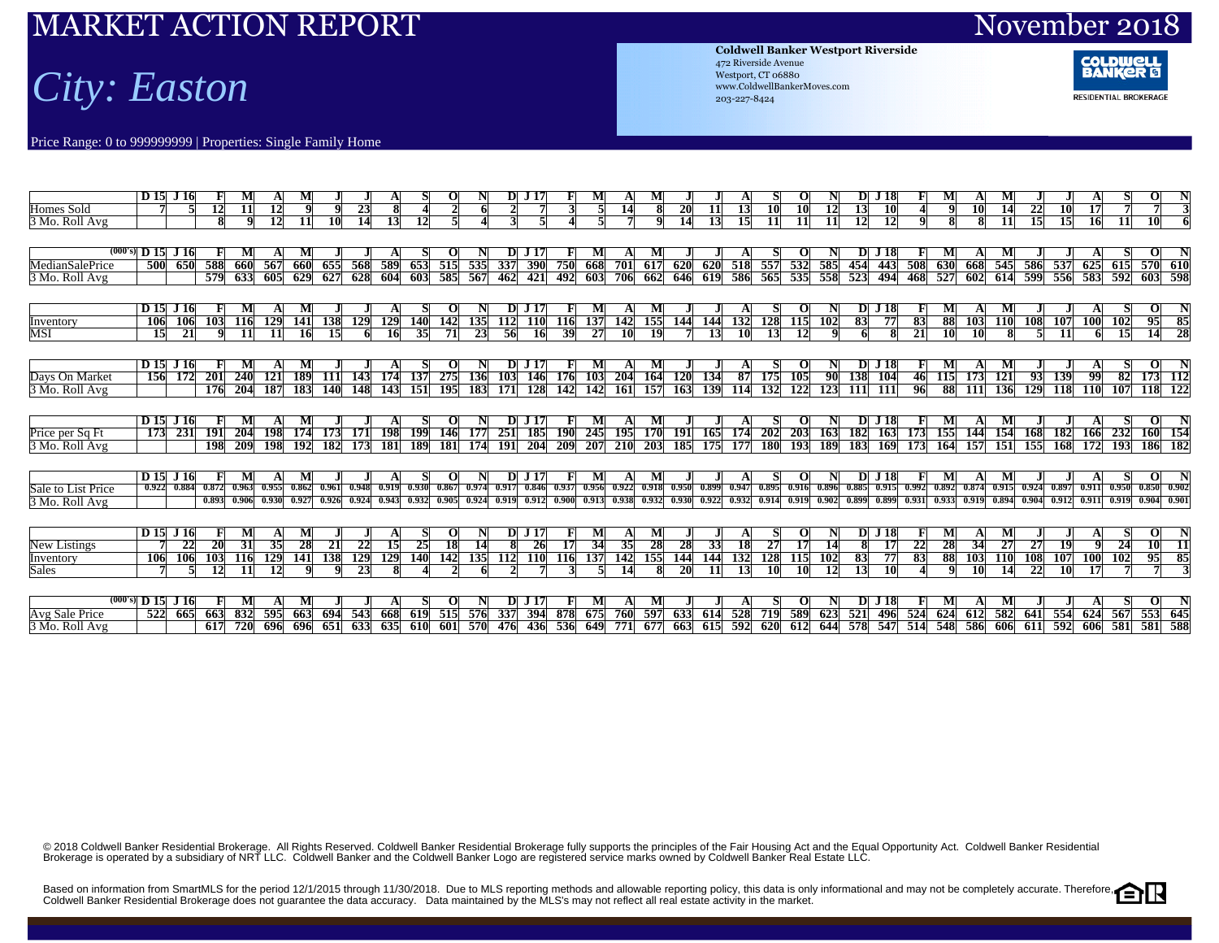# MARKET ACTION REPORT

# November 2018

## *City: Easton*

**Coldwell Banker Westport Riverside**
472 Riverside Avenue
Westport, CT 06880
www.ColdwellBankerMoves.com
203-227-8424

Price Range: 0 to 999999999 | Properties: Single Family Home

| | D 15 | J 16 | F | M | A | M | J | J | A | S | O | N | D | J 17 | F | M | A | M | J | J | A | S | O | N | D | J 18 | F | M | A | M | J | J | A | S | O | N |
|---|---|---|---|---|---|---|---|---|---|---|---|---|---|---|---|---|---|---|---|---|---|---|---|---|---|---|---|---|---|---|---|---|---|---|---|---|
| Homes Sold | 7 | 5 | 12 | 11 | 12 | 9 | 9 | 23 | 8 | 4 | 2 | 6 | 2 | 7 | 3 | 5 | 14 | 8 | 20 | 11 | 13 | 10 | 10 | 12 | 13 | 10 | 4 | 9 | 10 | 14 | 22 | 10 | 17 | 7 | 7 | 3 |
| 3 Mo. Roll Avg | | | 8 | 9 | 12 | 11 | 10 | 14 | 13 | 12 | 5 | 4 | 3 | 5 | 4 | 5 | 7 | 9 | 14 | 13 | 15 | 11 | 11 | 11 | 12 | 12 | 9 | 8 | 8 | 11 | 15 | 15 | 16 | 11 | 10 | 6 |

| (000's) | D 15 | J 16 | F | M | A | M | J | J | A | S | O | N | D | J 17 | F | M | A | M | J | J | A | S | O | N | D | J 18 | F | M | A | M | J | J | A | S | O | N |
|---|---|---|---|---|---|---|---|---|---|---|---|---|---|---|---|---|---|---|---|---|---|---|---|---|---|---|---|---|---|---|---|---|---|---|---|---|
| MedianSalePrice | 500 | 650 | 588 | 660 | 567 | 660 | 655 | 568 | 589 | 653 | 515 | 535 | 337 | 390 | 750 | 668 | 701 | 617 | 620 | 620 | 518 | 557 | 532 | 585 | 454 | 443 | 508 | 630 | 668 | 545 | 586 | 537 | 625 | 615 | 570 | 610 |
| 3 Mo. Roll Avg | | | 579 | 633 | 605 | 629 | 627 | 628 | 604 | 603 | 585 | 567 | 462 | 421 | 492 | 603 | 706 | 662 | 646 | 619 | 586 | 565 | 535 | 558 | 523 | 494 | 468 | 527 | 602 | 614 | 599 | 556 | 583 | 592 | 603 | 598 |

| | D 15 | J 16 | F | M | A | M | J | J | A | S | O | N | D | J 17 | F | M | A | M | J | J | A | S | O | N | D | J 18 | F | M | A | M | J | J | A | S | O | N |
|---|---|---|---|---|---|---|---|---|---|---|---|---|---|---|---|---|---|---|---|---|---|---|---|---|---|---|---|---|---|---|---|---|---|---|---|---|
| Inventory | 106 | 106 | 103 | 116 | 129 | 141 | 138 | 129 | 129 | 140 | 142 | 135 | 112 | 110 | 116 | 137 | 142 | 155 | 144 | 144 | 132 | 128 | 115 | 102 | 83 | 77 | 83 | 88 | 103 | 110 | 108 | 107 | 100 | 102 | 95 | 85 |
| MSI | 15 | 21 | 9 | 11 | 11 | 16 | 15 | 6 | 16 | 35 | 71 | 23 | 56 | 16 | 39 | 27 | 10 | 19 | 7 | 13 | 10 | 13 | 12 | 9 | 6 | 8 | 21 | 10 | 10 | 8 | 5 | 11 | 6 | 15 | 14 | 28 |

| | D 15 | J 16 | F | M | A | M | J | J | A | S | O | N | D | J 17 | F | M | A | M | J | J | A | S | O | N | D | J 18 | F | M | A | M | J | J | A | S | O | N |
|---|---|---|---|---|---|---|---|---|---|---|---|---|---|---|---|---|---|---|---|---|---|---|---|---|---|---|---|---|---|---|---|---|---|---|---|---|
| Days On Market | 156 | 172 | 201 | 240 | 121 | 189 | 111 | 143 | 174 | 137 | 275 | 136 | 103 | 146 | 176 | 103 | 204 | 164 | 120 | 134 | 87 | 175 | 105 | 90 | 138 | 104 | 46 | 115 | 173 | 121 | 93 | 139 | 99 | 82 | 173 | 112 |
| 3 Mo. Roll Avg | | | 176 | 204 | 187 | 183 | 140 | 148 | 143 | 151 | 195 | 183 | 171 | 128 | 142 | 142 | 161 | 157 | 163 | 139 | 114 | 132 | 122 | 123 | 111 | 111 | 96 | 88 | 111 | 136 | 129 | 118 | 110 | 107 | 118 | 122 |

| | D 15 | J 16 | F | M | A | M | J | J | A | S | O | N | D | J 17 | F | M | A | M | J | J | A | S | O | N | D | J 18 | F | M | A | M | J | J | A | S | O | N |
|---|---|---|---|---|---|---|---|---|---|---|---|---|---|---|---|---|---|---|---|---|---|---|---|---|---|---|---|---|---|---|---|---|---|---|---|---|
| Price per Sq Ft | 173 | 231 | 191 | 204 | 198 | 174 | 173 | 171 | 198 | 199 | 146 | 177 | 251 | 185 | 190 | 245 | 195 | 170 | 191 | 165 | 174 | 202 | 203 | 163 | 182 | 163 | 173 | 155 | 144 | 154 | 168 | 182 | 166 | 232 | 160 | 154 |
| 3 Mo. Roll Avg | | | 198 | 209 | 198 | 192 | 182 | 173 | 181 | 189 | 181 | 174 | 191 | 204 | 209 | 207 | 210 | 203 | 185 | 175 | 177 | 180 | 193 | 189 | 183 | 169 | 173 | 164 | 157 | 151 | 155 | 168 | 172 | 193 | 186 | 182 |

| | D 15 | J 16 | F | M | A | M | J | J | A | S | O | N | D | J 17 | F | M | A | M | J | J | A | S | O | N | D | J 18 | F | M | A | M | J | J | A | S | O | N |
|---|---|---|---|---|---|---|---|---|---|---|---|---|---|---|---|---|---|---|---|---|---|---|---|---|---|---|---|---|---|---|---|---|---|---|---|---|
| Sale to List Price | 0.922 | 0.884 | 0.872 | 0.963 | 0.955 | 0.862 | 0.961 | 0.948 | 0.919 | 0.930 | 0.867 | 0.974 | 0.917 | 0.846 | 0.937 | 0.956 | 0.922 | 0.918 | 0.950 | 0.899 | 0.947 | 0.895 | 0.916 | 0.896 | 0.885 | 0.915 | 0.992 | 0.892 | 0.874 | 0.915 | 0.924 | 0.897 | 0.911 | 0.950 | 0.850 | 0.902 |
| 3 Mo. Roll Avg | | | 0.893 | 0.906 | 0.930 | 0.927 | 0.926 | 0.924 | 0.943 | 0.932 | 0.905 | 0.924 | 0.919 | 0.912 | 0.900 | 0.913 | 0.938 | 0.932 | 0.930 | 0.922 | 0.932 | 0.914 | 0.919 | 0.902 | 0.899 | 0.899 | 0.931 | 0.933 | 0.919 | 0.894 | 0.904 | 0.912 | 0.911 | 0.919 | 0.904 | 0.901 |

| | D 15 | J 16 | F | M | A | M | J | J | A | S | O | N | D | J 17 | F | M | A | M | J | J | A | S | O | N | D | J 18 | F | M | A | M | J | J | A | S | O | N |
|---|---|---|---|---|---|---|---|---|---|---|---|---|---|---|---|---|---|---|---|---|---|---|---|---|---|---|---|---|---|---|---|---|---|---|---|---|
| New Listings | 7 | 22 | 20 | 31 | 35 | 28 | 21 | 22 | 15 | 25 | 18 | 14 | 8 | 26 | 17 | 34 | 35 | 28 | 28 | 33 | 18 | 27 | 17 | 14 | 8 | 17 | 22 | 28 | 34 | 27 | 27 | 19 | 9 | 24 | 10 | 11 |
| Inventory | 106 | 106 | 103 | 116 | 129 | 141 | 138 | 129 | 129 | 140 | 142 | 135 | 112 | 110 | 116 | 137 | 142 | 155 | 144 | 144 | 132 | 128 | 115 | 102 | 83 | 77 | 83 | 88 | 103 | 110 | 108 | 107 | 100 | 102 | 95 | 85 |
| Sales | 7 | 5 | 12 | 11 | 12 | 9 | 9 | 23 | 8 | 4 | 2 | 6 | 2 | 7 | 3 | 5 | 14 | 8 | 20 | 11 | 13 | 10 | 10 | 12 | 13 | 10 | 4 | 9 | 10 | 14 | 22 | 10 | 17 | 7 | 7 | 3 |

| (000's) | D 15 | J 16 | F | M | A | M | J | J | A | S | O | N | D | J 17 | F | M | A | M | J | J | A | S | O | N | D | J 18 | F | M | A | M | J | J | A | S | O | N |
|---|---|---|---|---|---|---|---|---|---|---|---|---|---|---|---|---|---|---|---|---|---|---|---|---|---|---|---|---|---|---|---|---|---|---|---|---|
| Avg Sale Price | 522 | 665 | 663 | 832 | 595 | 663 | 694 | 543 | 668 | 619 | 515 | 576 | 337 | 394 | 878 | 675 | 760 | 597 | 633 | 614 | 528 | 719 | 589 | 623 | 521 | 496 | 524 | 624 | 612 | 582 | 641 | 554 | 624 | 567 | 553 | 645 |
| 3 Mo. Roll Avg | | | 617 | 720 | 696 | 696 | 651 | 633 | 635 | 610 | 601 | 570 | 476 | 436 | 536 | 649 | 771 | 677 | 663 | 615 | 592 | 620 | 612 | 644 | 578 | 547 | 514 | 548 | 586 | 606 | 611 | 592 | 606 | 581 | 581 | 588 |

© 2018 Coldwell Banker Residential Brokerage. All Rights Reserved. Coldwell Banker Residential Brokerage fully supports the principles of the Fair Housing Act and the Equal Opportunity Act. Coldwell Banker Residential Brokerage is operated by a subsidiary of NRT LLC. Coldwell Banker and the Coldwell Banker Logo are registered service marks owned by Coldwell Banker Real Estate LLC.

Based on information from SmartMLS for the period 12/1/2015 through 11/30/2018. Due to MLS reporting methods and allowable reporting policy, this data is only informational and may not be completely accurate. Therefore, Coldwell Banker Residential Brokerage does not guarantee the data accuracy. Data maintained by the MLS's may not reflect all real estate activity in the market.